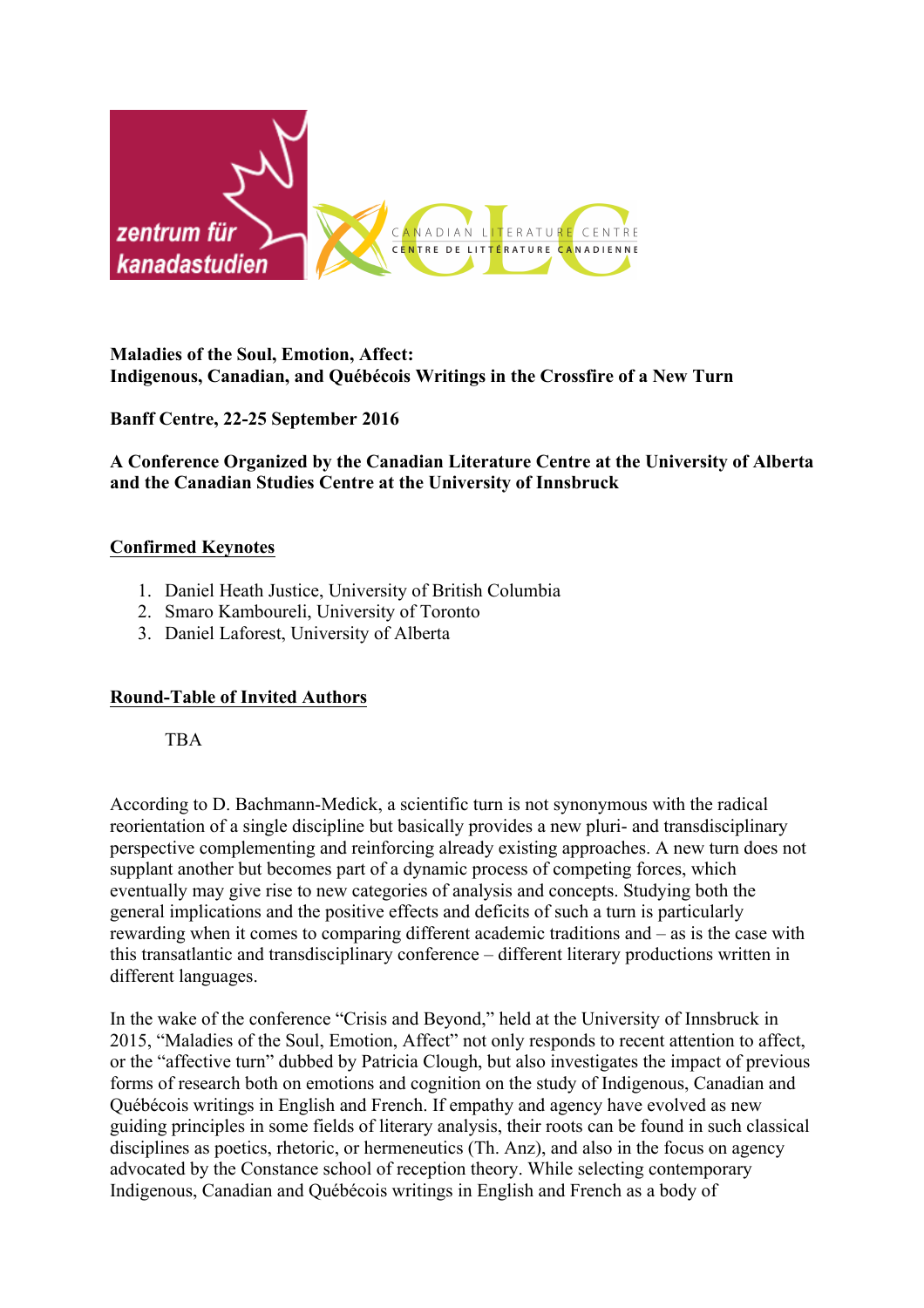**Maladies of the Soul, Emotion, Affect:**
**Indigenous, Canadian, and Québécois Writings in the Crossfire of a New Turn**

**Banff Centre, 22-25 September 2016**

**A Conference Organized by the Canadian Literature Centre at the University of Alberta and the Canadian Studies Centre at the University of Innsbruck**

## Confirmed Keynotes

1. Daniel Heath Justice, University of British Columbia
2. Smaro Kamboureli, University of Toronto
3. Daniel Laforest, University of Alberta

## Round-Table of Invited Authors

TBA

According to D. Bachmann-Medick, a scientific turn is not synonymous with the radical reorientation of a single discipline but basically provides a new pluri- and transdisciplinary perspective complementing and reinforcing already existing approaches. A new turn does not supplant another but becomes part of a dynamic process of competing forces, which eventually may give rise to new categories of analysis and concepts. Studying both the general implications and the positive effects and deficits of such a turn is particularly rewarding when it comes to comparing different academic traditions and – as is the case with this transatlantic and transdisciplinary conference – different literary productions written in different languages.

In the wake of the conference "Crisis and Beyond," held at the University of Innsbruck in 2015, "Maladies of the Soul, Emotion, Affect" not only responds to recent attention to affect, or the "affective turn" dubbed by Patricia Clough, but also investigates the impact of previous forms of research both on emotions and cognition on the study of Indigenous, Canadian and Québécois writings in English and French. If empathy and agency have evolved as new guiding principles in some fields of literary analysis, their roots can be found in such classical disciplines as poetics, rhetoric, or hermeneutics (Th. Anz), and also in the focus on agency advocated by the Constance school of reception theory. While selecting contemporary Indigenous, Canadian and Québécois writings in English and French as a body of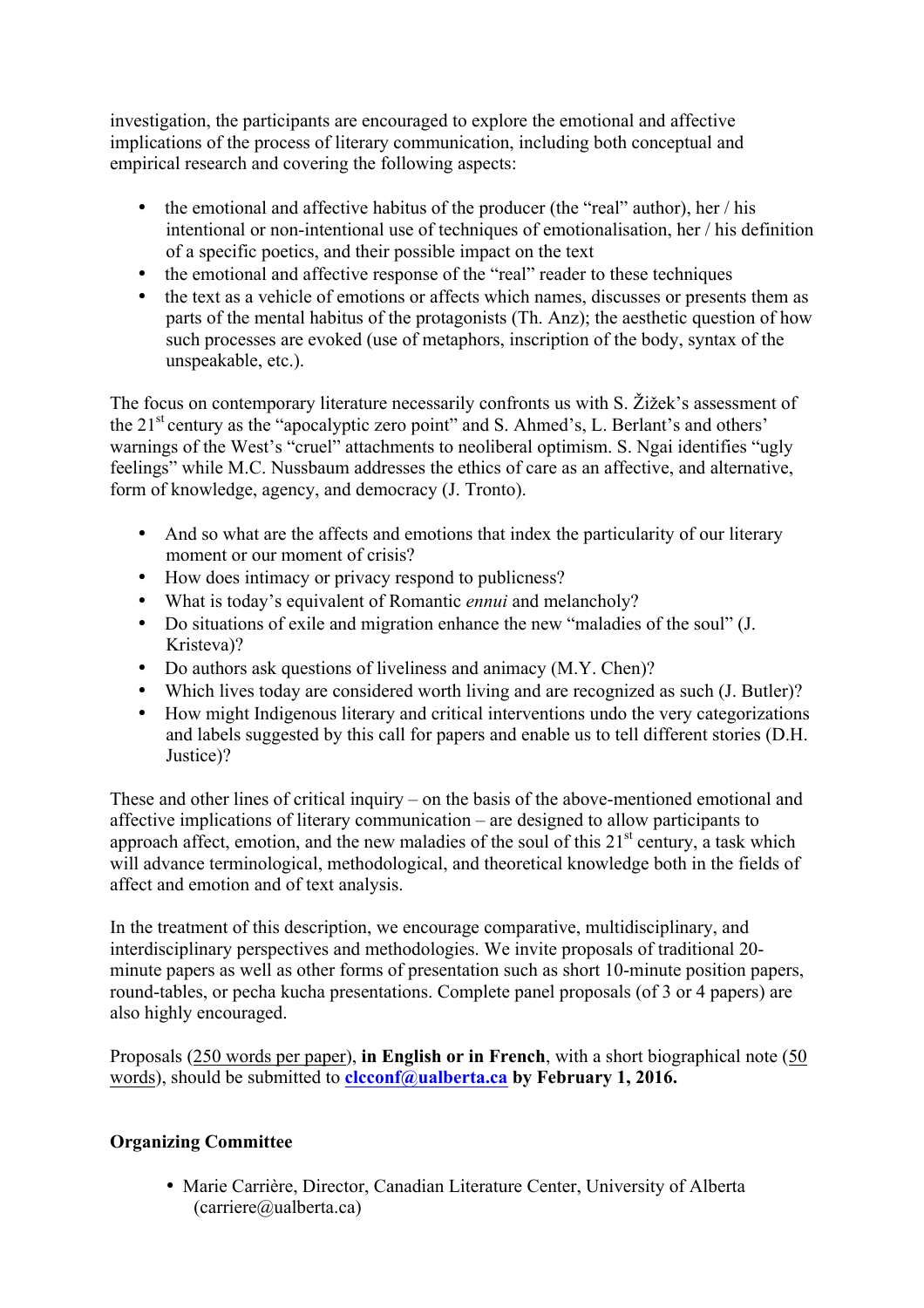investigation, the participants are encouraged to explore the emotional and affective implications of the process of literary communication, including both conceptual and empirical research and covering the following aspects:

- the emotional and affective habitus of the producer (the "real" author), her / his intentional or non-intentional use of techniques of emotionalisation, her / his definition of a specific poetics, and their possible impact on the text
- the emotional and affective response of the "real" reader to these techniques
- the text as a vehicle of emotions or affects which names, discusses or presents them as parts of the mental habitus of the protagonists (Th. Anz); the aesthetic question of how such processes are evoked (use of metaphors, inscription of the body, syntax of the unspeakable, etc.).

The focus on contemporary literature necessarily confronts us with S. Žižek's assessment of the 21st century as the "apocalyptic zero point" and S. Ahmed's, L. Berlant's and others' warnings of the West's "cruel" attachments to neoliberal optimism. S. Ngai identifies "ugly feelings" while M.C. Nussbaum addresses the ethics of care as an affective, and alternative, form of knowledge, agency, and democracy (J. Tronto).

- And so what are the affects and emotions that index the particularity of our literary moment or our moment of crisis?
- How does intimacy or privacy respond to publicness?
- What is today's equivalent of Romantic *ennui* and melancholy?
- Do situations of exile and migration enhance the new "maladies of the soul" (J. Kristeva)?
- Do authors ask questions of liveliness and animacy (M.Y. Chen)?
- Which lives today are considered worth living and are recognized as such (J. Butler)?
- How might Indigenous literary and critical interventions undo the very categorizations and labels suggested by this call for papers and enable us to tell different stories (D.H. Justice)?

These and other lines of critical inquiry – on the basis of the above-mentioned emotional and affective implications of literary communication – are designed to allow participants to approach affect, emotion, and the new maladies of the soul of this 21st century, a task which will advance terminological, methodological, and theoretical knowledge both in the fields of affect and emotion and of text analysis.

In the treatment of this description, we encourage comparative, multidisciplinary, and interdisciplinary perspectives and methodologies. We invite proposals of traditional 20-minute papers as well as other forms of presentation such as short 10-minute position papers, round-tables, or pecha kucha presentations. Complete panel proposals (of 3 or 4 papers) are also highly encouraged.

Proposals (250 words per paper), **in English or in French**, with a short biographical note (50 words), should be submitted to **clcconf@ualberta.ca by February 1, 2016.**

**Organizing Committee**

- Marie Carrière, Director, Canadian Literature Center, University of Alberta (carriere@ualberta.ca)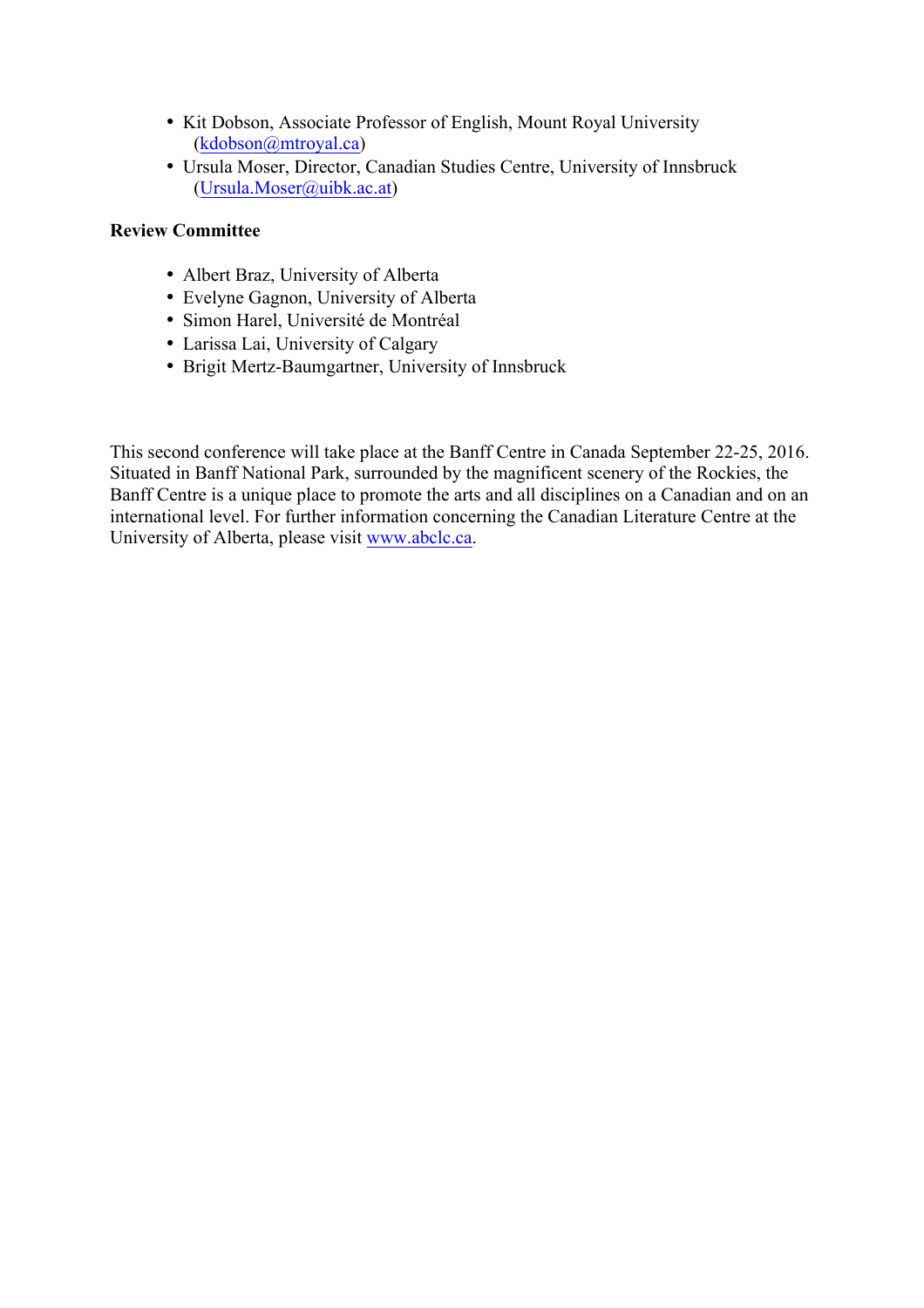- Kit Dobson, Associate Professor of English, Mount Royal University (kdobson@mtroyal.ca)
- Ursula Moser, Director, Canadian Studies Centre, University of Innsbruck (Ursula.Moser@uibk.ac.at)

**Review Committee**

- Albert Braz, University of Alberta
- Evelyne Gagnon, University of Alberta
- Simon Harel, Université de Montréal
- Larissa Lai, University of Calgary
- Brigit Mertz-Baumgartner, University of Innsbruck

This second conference will take place at the Banff Centre in Canada September 22-25, 2016. Situated in Banff National Park, surrounded by the magnificent scenery of the Rockies, the Banff Centre is a unique place to promote the arts and all disciplines on a Canadian and on an international level. For further information concerning the Canadian Literature Centre at the University of Alberta, please visit www.abclc.ca.